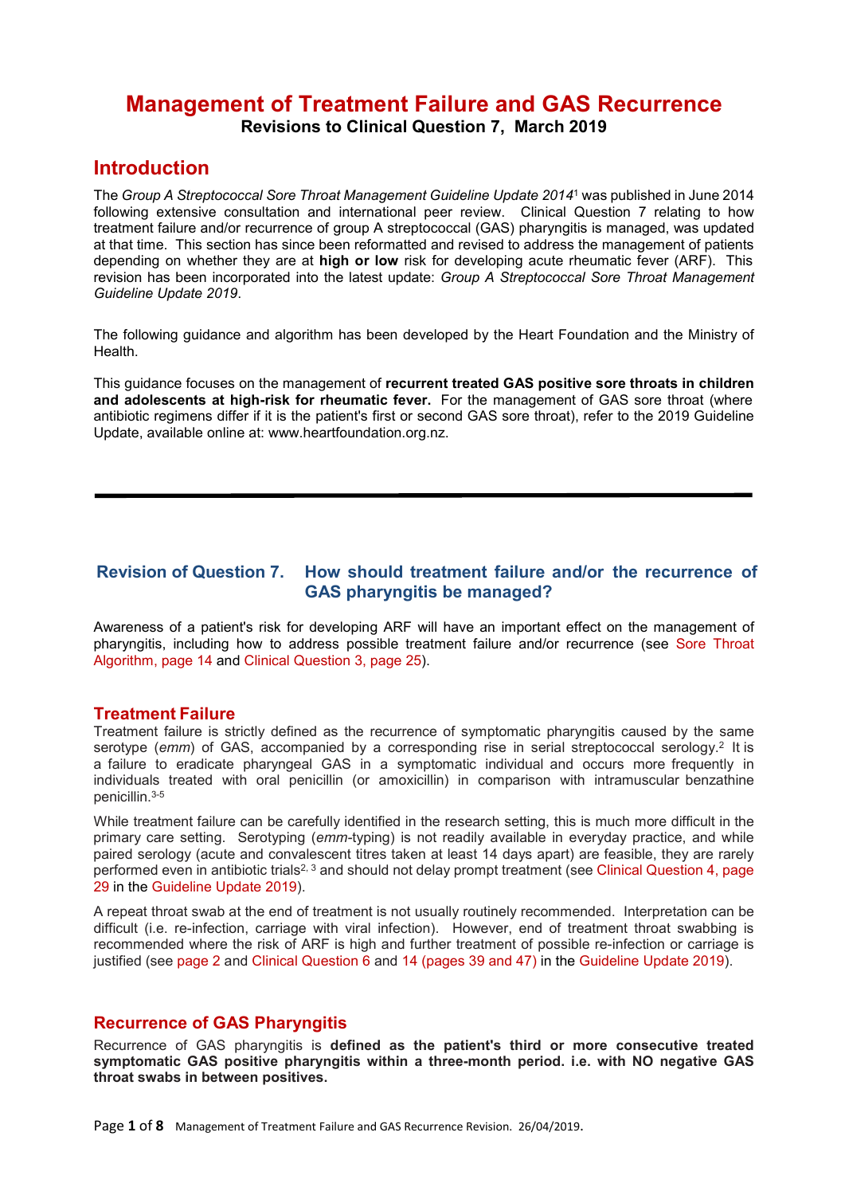# Management of Treatment Failure and GAS Recurrence

**Revisions to Clinical Question 7, March 2019**

## Introduction

The *Group A Streptococcal Sore Throat Management Guideline Update 2014*[1] was published in June 2014 following extensive consultation and international peer review. Clinical Question 7 relating to how treatment failure and/or recurrence of group A streptococcal (GAS) pharyngitis is managed, was updated at that time. This section has since been reformatted and revised to address the management of patients depending on whether they are at **high or low** risk for developing acute rheumatic fever (ARF). This revision has been incorporated into the latest update: *Group A Streptococcal Sore Throat Management Guideline Update 2019*.

The following guidance and algorithm has been developed by the Heart Foundation and the Ministry of Health.

This guidance focuses on the management of **recurrent treated GAS positive sore throats in children and adolescents at high-risk for rheumatic fever.** For the management of GAS sore throat (where antibiotic regimens differ if it is the patient's first or second GAS sore throat), refer to the 2019 Guideline Update, available online at: www.heartfoundation.org.nz.

---

## Revision of Question 7. How should treatment failure and/or the recurrence of GAS pharyngitis be managed?

Awareness of a patient's risk for developing ARF will have an important effect on the management of pharyngitis, including how to address possible treatment failure and/or recurrence (see Sore Throat Algorithm, page 14 and Clinical Question 3, page 25).

### Treatment Failure

Treatment failure is strictly defined as the recurrence of symptomatic pharyngitis caused by the same serotype (*emm*) of GAS, accompanied by a corresponding rise in serial streptococcal serology.[2] It is a failure to eradicate pharyngeal GAS in a symptomatic individual and occurs more frequently in individuals treated with oral penicillin (or amoxicillin) in comparison with intramuscular benzathine penicillin.[3-5]

While treatment failure can be carefully identified in the research setting, this is much more difficult in the primary care setting. Serotyping (*emm*-typing) is not readily available in everyday practice, and while paired serology (acute and convalescent titres taken at least 14 days apart) are feasible, they are rarely performed even in antibiotic trials[2, 3] and should not delay prompt treatment (see Clinical Question 4, page 29 in the Guideline Update 2019).

A repeat throat swab at the end of treatment is not usually routinely recommended. Interpretation can be difficult (i.e. re-infection, carriage with viral infection). However, end of treatment throat swabbing is recommended where the risk of ARF is high and further treatment of possible re-infection or carriage is justified (see page 2 and Clinical Question 6 and 14 (pages 39 and 47) in the Guideline Update 2019).

### Recurrence of GAS Pharyngitis

Recurrence of GAS pharyngitis is **defined as the patient's third or more consecutive treated symptomatic GAS positive pharyngitis within a three-month period. i.e. with NO negative GAS throat swabs in between positives.**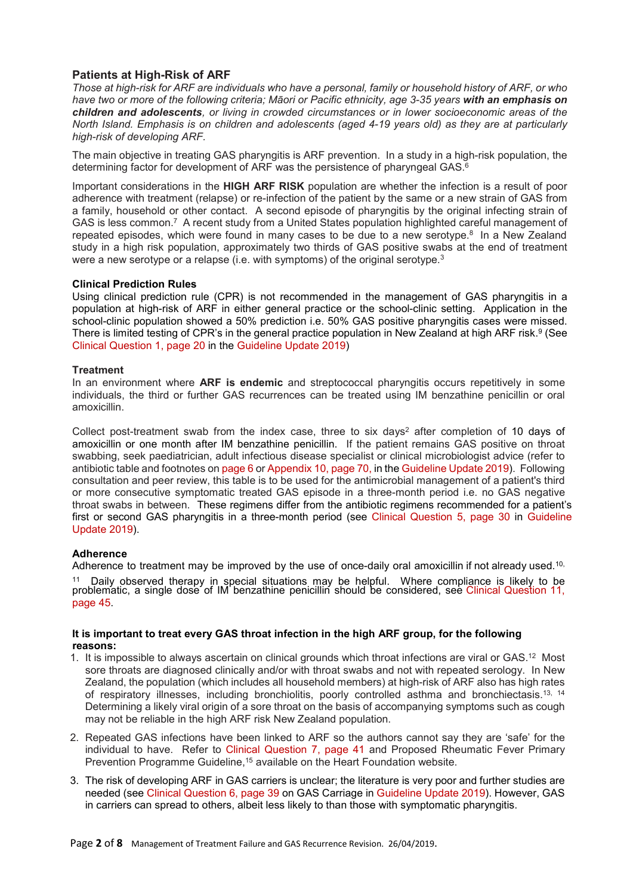## Patients at High-Risk of ARF

*Those at high-risk for ARF are individuals who have a personal, family or household history of ARF, or who have two or more of the following criteria; Māori or Pacific ethnicity, age 3-35 years* ***with an emphasis on children and adolescents****, or living in crowded circumstances or in lower socioeconomic areas of the North Island. Emphasis is on children and adolescents (aged 4-19 years old) as they are at particularly high-risk of developing ARF.*

The main objective in treating GAS pharyngitis is ARF prevention. In a study in a high-risk population, the determining factor for development of ARF was the persistence of pharyngeal GAS.[6]

Important considerations in the **HIGH ARF RISK** population are whether the infection is a result of poor adherence with treatment (relapse) or re-infection of the patient by the same or a new strain of GAS from a family, household or other contact. A second episode of pharyngitis by the original infecting strain of GAS is less common.[7] A recent study from a United States population highlighted careful management of repeated episodes, which were found in many cases to be due to a new serotype.[8] In a New Zealand study in a high risk population, approximately two thirds of GAS positive swabs at the end of treatment were a new serotype or a relapse (i.e. with symptoms) of the original serotype.[3]

### Clinical Prediction Rules

Using clinical prediction rule (CPR) is not recommended in the management of GAS pharyngitis in a population at high-risk of ARF in either general practice or the school-clinic setting. Application in the school-clinic population showed a 50% prediction i.e. 50% GAS positive pharyngitis cases were missed. There is limited testing of CPR's in the general practice population in New Zealand at high ARF risk.[9] (See Clinical Question 1, page 20 in the Guideline Update 2019)

### Treatment

In an environment where **ARF is endemic** and streptococcal pharyngitis occurs repetitively in some individuals, the third or further GAS recurrences can be treated using IM benzathine penicillin or oral amoxicillin.

Collect post-treatment swab from the index case, three to six days[2] after completion of 10 days of amoxicillin or one month after IM benzathine penicillin. If the patient remains GAS positive on throat swabbing, seek paediatrician, adult infectious disease specialist or clinical microbiologist advice (refer to antibiotic table and footnotes on page 6 or Appendix 10, page 70, in the Guideline Update 2019). Following consultation and peer review, this table is to be used for the antimicrobial management of a patient's third or more consecutive symptomatic treated GAS episode in a three-month period i.e. no GAS negative throat swabs in between. These regimens differ from the antibiotic regimens recommended for a patient's first or second GAS pharyngitis in a three-month period (see Clinical Question 5, page 30 in Guideline Update 2019).

### Adherence

Adherence to treatment may be improved by the use of once-daily oral amoxicillin if not already used.[10, 11] Daily observed therapy in special situations may be helpful. Where compliance is likely to be problematic, a single dose of IM benzathine penicillin should be considered, see Clinical Question 11, page 45.

**It is important to treat every GAS throat infection in the high ARF group, for the following reasons:**

1. It is impossible to always ascertain on clinical grounds which throat infections are viral or GAS.[12] Most sore throats are diagnosed clinically and/or with throat swabs and not with repeated serology. In New Zealand, the population (which includes all household members) at high-risk of ARF also has high rates of respiratory illnesses, including bronchiolitis, poorly controlled asthma and bronchiectasis.[13, 14] Determining a likely viral origin of a sore throat on the basis of accompanying symptoms such as cough may not be reliable in the high ARF risk New Zealand population.
2. Repeated GAS infections have been linked to ARF so the authors cannot say they are 'safe' for the individual to have. Refer to Clinical Question 7, page 41 and Proposed Rheumatic Fever Primary Prevention Programme Guideline,[15] available on the Heart Foundation website.
3. The risk of developing ARF in GAS carriers is unclear; the literature is very poor and further studies are needed (see Clinical Question 6, page 39 on GAS Carriage in Guideline Update 2019). However, GAS in carriers can spread to others, albeit less likely to than those with symptomatic pharyngitis.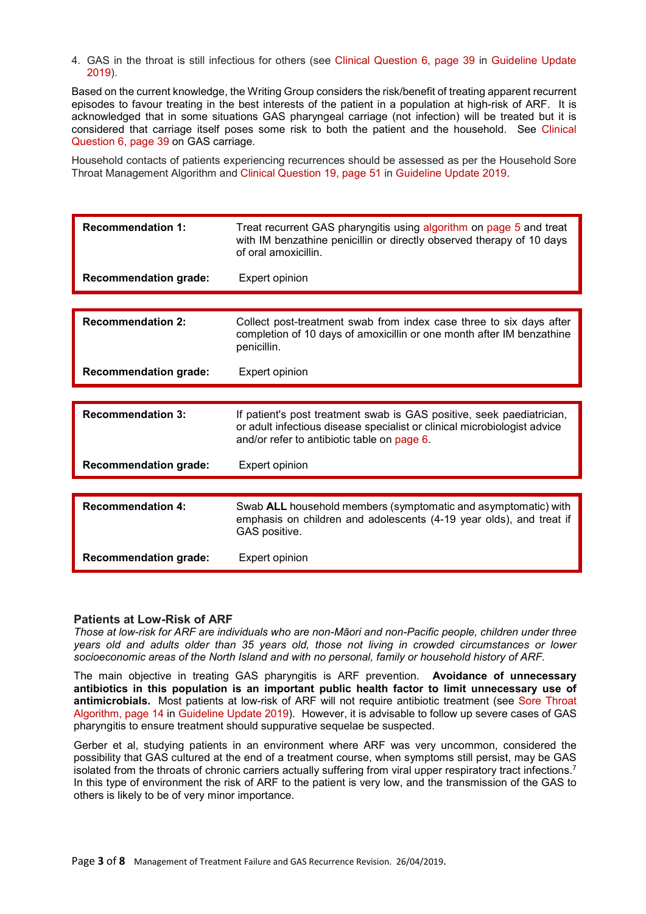4. GAS in the throat is still infectious for others (see Clinical Question 6, page 39 in Guideline Update 2019).

Based on the current knowledge, the Writing Group considers the risk/benefit of treating apparent recurrent episodes to favour treating in the best interests of the patient in a population at high-risk of ARF. It is acknowledged that in some situations GAS pharyngeal carriage (not infection) will be treated but it is considered that carriage itself poses some risk to both the patient and the household. See Clinical Question 6, page 39 on GAS carriage.

Household contacts of patients experiencing recurrences should be assessed as per the Household Sore Throat Management Algorithm and Clinical Question 19, page 51 in Guideline Update 2019.

| **Recommendation 1:** | Treat recurrent GAS pharyngitis using algorithm on page 5 and treat with IM benzathine penicillin or directly observed therapy of 10 days of oral amoxicillin. |
|---|---|
| **Recommendation grade:** | Expert opinion |

| **Recommendation 2:** | Collect post-treatment swab from index case three to six days after completion of 10 days of amoxicillin or one month after IM benzathine penicillin. |
|---|---|
| **Recommendation grade:** | Expert opinion |

| **Recommendation 3:** | If patient's post treatment swab is GAS positive, seek paediatrician, or adult infectious disease specialist or clinical microbiologist advice and/or refer to antibiotic table on page 6. |
|---|---|
| **Recommendation grade:** | Expert opinion |

| **Recommendation 4:** | Swab **ALL** household members (symptomatic and asymptomatic) with emphasis on children and adolescents (4-19 year olds), and treat if GAS positive. |
|---|---|
| **Recommendation grade:** | Expert opinion |

## Patients at Low-Risk of ARF

*Those at low-risk for ARF are individuals who are non-Māori and non-Pacific people, children under three years old and adults older than 35 years old, those not living in crowded circumstances or lower socioeconomic areas of the North Island and with no personal, family or household history of ARF.*

The main objective in treating GAS pharyngitis is ARF prevention. **Avoidance of unnecessary antibiotics in this population is an important public health factor to limit unnecessary use of antimicrobials.** Most patients at low-risk of ARF will not require antibiotic treatment (see Sore Throat Algorithm, page 14 in Guideline Update 2019). However, it is advisable to follow up severe cases of GAS pharyngitis to ensure treatment should suppurative sequelae be suspected.

Gerber et al, studying patients in an environment where ARF was very uncommon, considered the possibility that GAS cultured at the end of a treatment course, when symptoms still persist, may be GAS isolated from the throats of chronic carriers actually suffering from viral upper respiratory tract infections.[7] In this type of environment the risk of ARF to the patient is very low, and the transmission of the GAS to others is likely to be of very minor importance.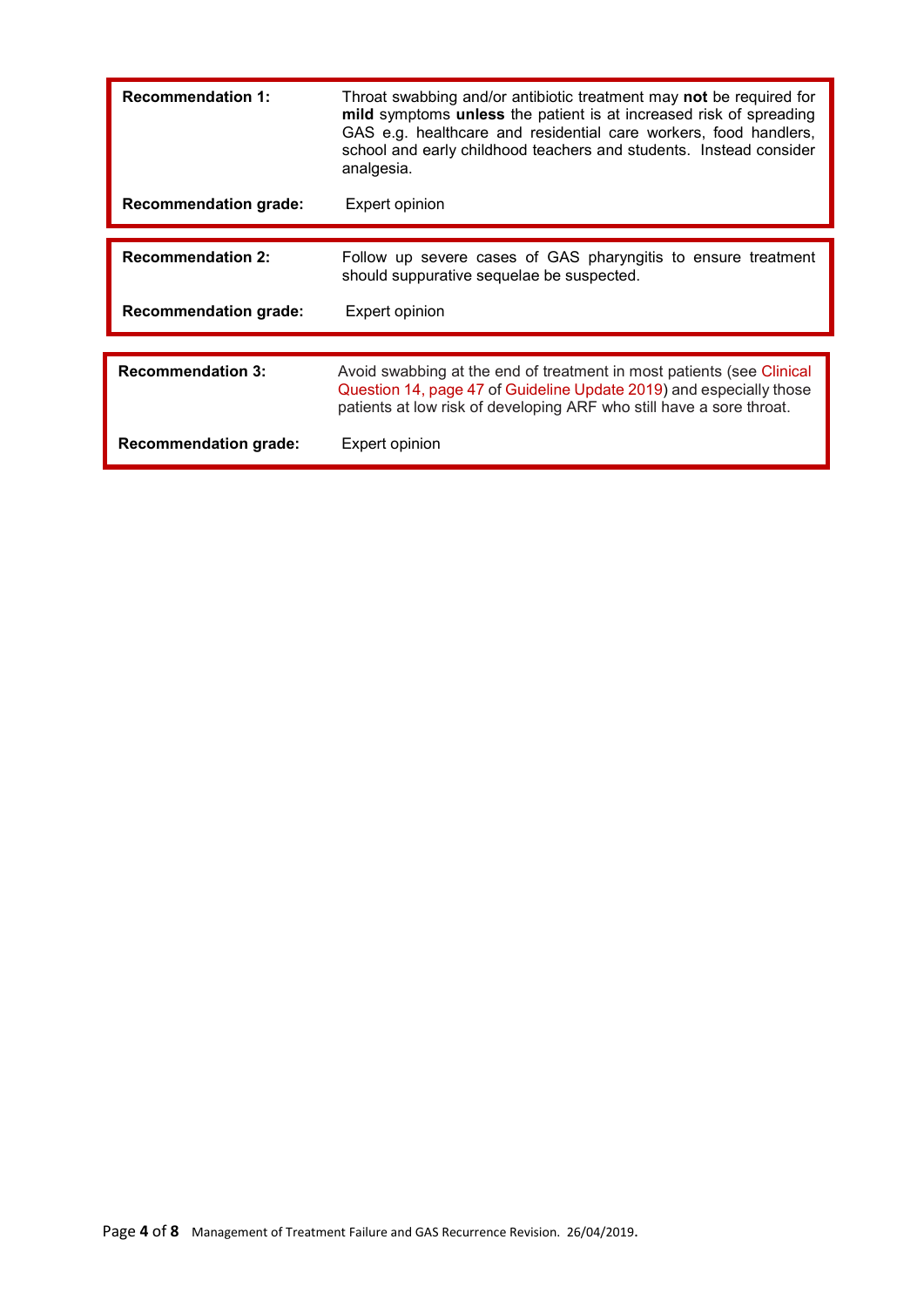| **Recommendation 1:** | Throat swabbing and/or antibiotic treatment may **not** be required for **mild** symptoms **unless** the patient is at increased risk of spreading GAS e.g. healthcare and residential care workers, food handlers, school and early childhood teachers and students. Instead consider analgesia. |
| --- | --- |
| **Recommendation grade:** | Expert opinion |

| **Recommendation 2:** | Follow up severe cases of GAS pharyngitis to ensure treatment should suppurative sequelae be suspected. |
| --- | --- |
| **Recommendation grade:** | Expert opinion |

| **Recommendation 3:** | Avoid swabbing at the end of treatment in most patients (see Clinical Question 14, page 47 of Guideline Update 2019) and especially those patients at low risk of developing ARF who still have a sore throat. |
| --- | --- |
| **Recommendation grade:** | Expert opinion |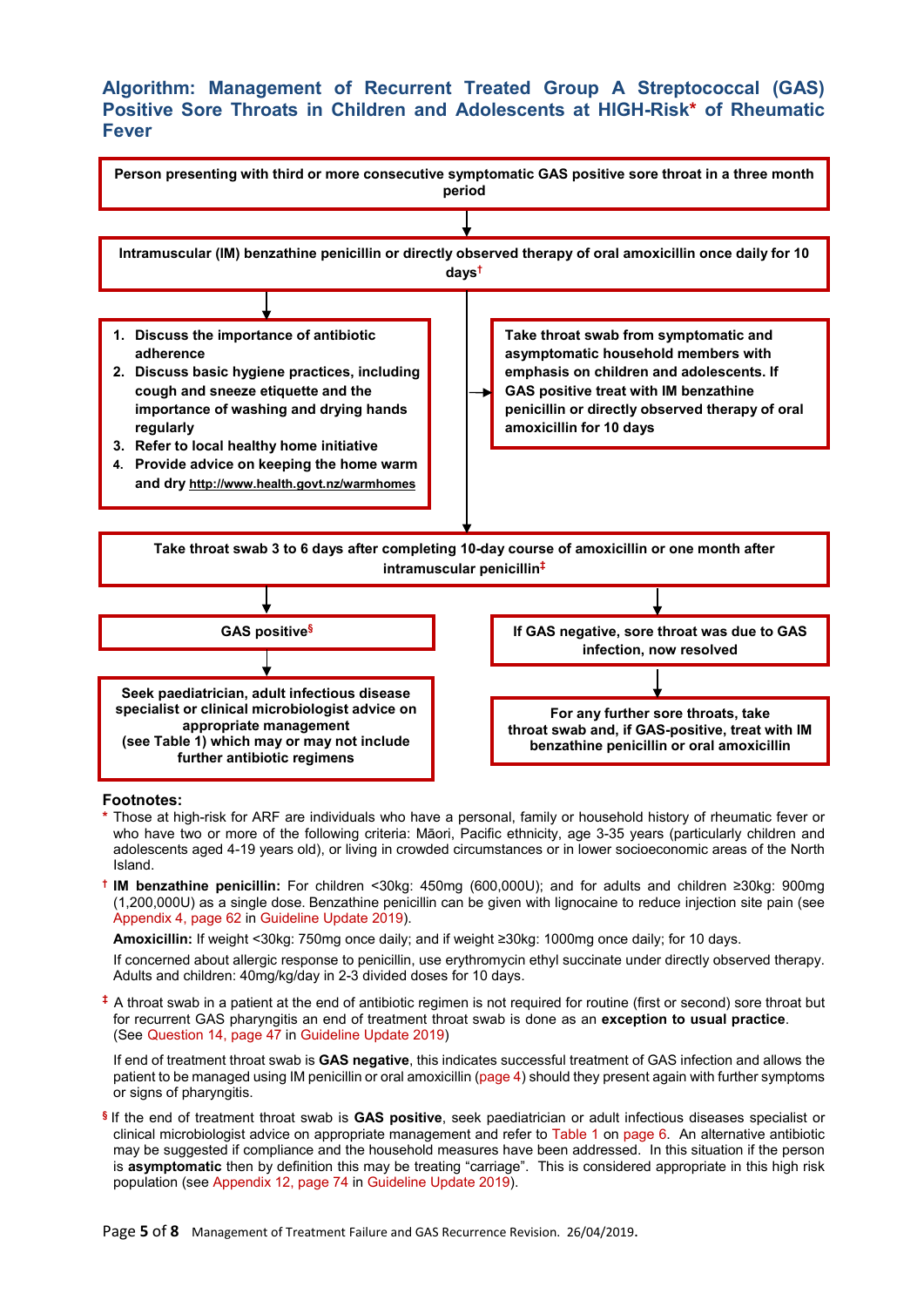## Algorithm: Management of Recurrent Treated Group A Streptococcal (GAS) Positive Sore Throats in Children and Adolescents at HIGH-Risk* of Rheumatic Fever

**Person presenting with third or more consecutive symptomatic GAS positive sore throat in a three month period**

↓

**Intramuscular (IM) benzathine penicillin or directly observed therapy of oral amoxicillin once daily for 10 days†**

↓

1. **Discuss the importance of antibiotic adherence**
2. **Discuss basic hygiene practices, including cough and sneeze etiquette and the importance of washing and drying hands regularly**
3. **Refer to local healthy home initiative**
4. **Provide advice on keeping the home warm and dry http://www.health.govt.nz/warmhomes**

**Take throat swab from symptomatic and asymptomatic household members with emphasis on children and adolescents. If GAS positive treat with IM benzathine penicillin or directly observed therapy of oral amoxicillin for 10 days**

↓

**Take throat swab 3 to 6 days after completing 10-day course of amoxicillin or one month after intramuscular penicillin‡**

↓

**GAS positive§**

↓

**Seek paediatrician, adult infectious disease specialist or clinical microbiologist advice on appropriate management (see Table 1) which may or may not include further antibiotic regimens**

**If GAS negative, sore throat was due to GAS infection, now resolved**

↓

**For any further sore throats, take throat swab and, if GAS-positive, treat with IM benzathine penicillin or oral amoxicillin**

### Footnotes:

\* Those at high-risk for ARF are individuals who have a personal, family or household history of rheumatic fever or who have two or more of the following criteria: Māori, Pacific ethnicity, age 3-35 years (particularly children and adolescents aged 4-19 years old), or living in crowded circumstances or in lower socioeconomic areas of the North Island.

† **IM benzathine penicillin:** For children <30kg: 450mg (600,000U); and for adults and children ≥30kg: 900mg (1,200,000U) as a single dose. Benzathine penicillin can be given with lignocaine to reduce injection site pain (see Appendix 4, page 62 in Guideline Update 2019).

**Amoxicillin:** If weight <30kg: 750mg once daily; and if weight ≥30kg: 1000mg once daily; for 10 days.

If concerned about allergic response to penicillin, use erythromycin ethyl succinate under directly observed therapy. Adults and children: 40mg/kg/day in 2-3 divided doses for 10 days.

‡ A throat swab in a patient at the end of antibiotic regimen is not required for routine (first or second) sore throat but for recurrent GAS pharyngitis an end of treatment throat swab is done as an **exception to usual practice**. (See Question 14, page 47 in Guideline Update 2019)

If end of treatment throat swab is **GAS negative**, this indicates successful treatment of GAS infection and allows the patient to be managed using IM penicillin or oral amoxicillin (page 4) should they present again with further symptoms or signs of pharyngitis.

§ If the end of treatment throat swab is **GAS positive**, seek paediatrician or adult infectious diseases specialist or clinical microbiologist advice on appropriate management and refer to Table 1 on page 6. An alternative antibiotic may be suggested if compliance and the household measures have been addressed. In this situation if the person is **asymptomatic** then by definition this may be treating "carriage". This is considered appropriate in this high risk population (see Appendix 12, page 74 in Guideline Update 2019).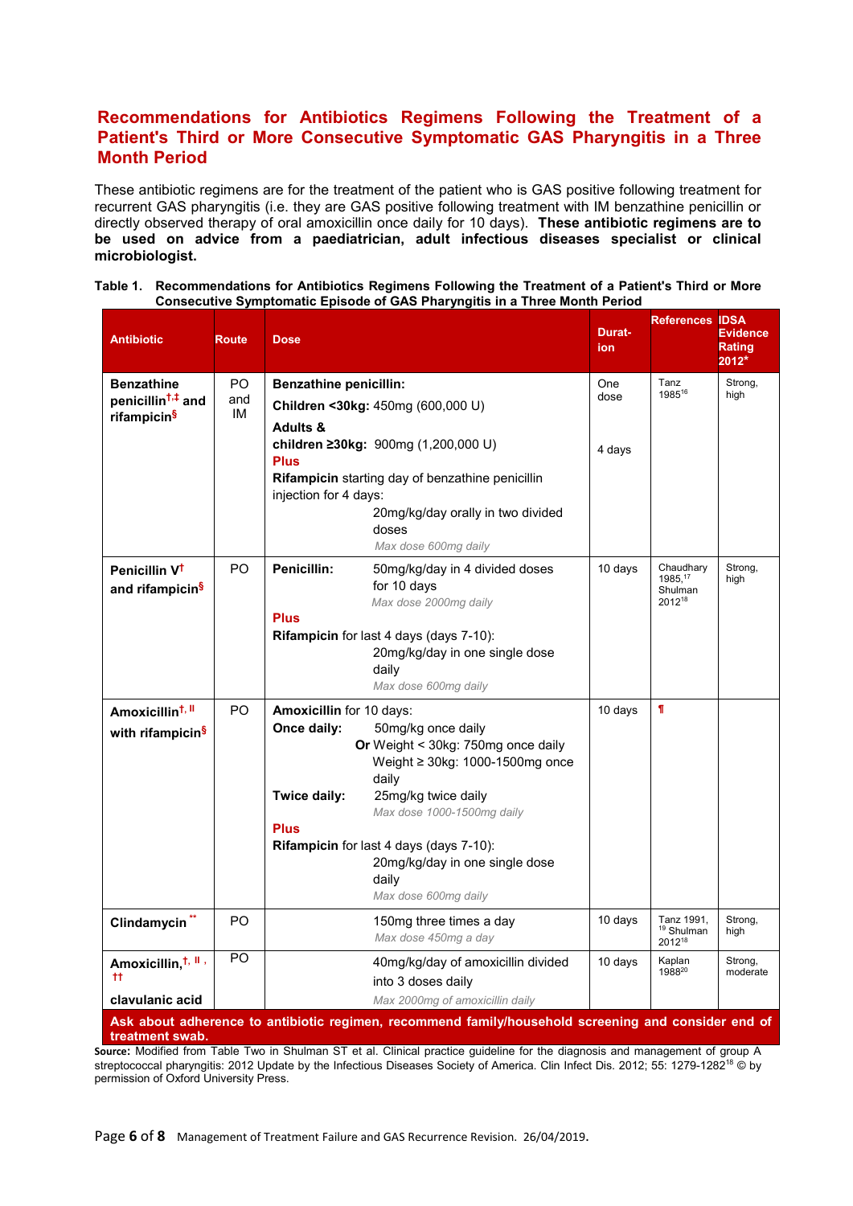## Recommendations for Antibiotics Regimens Following the Treatment of a Patient's Third or More Consecutive Symptomatic GAS Pharyngitis in a Three Month Period

These antibiotic regimens are for the treatment of the patient who is GAS positive following treatment for recurrent GAS pharyngitis (i.e. they are GAS positive following treatment with IM benzathine penicillin or directly observed therapy of oral amoxicillin once daily for 10 days). **These antibiotic regimens are to be used on advice from a paediatrician, adult infectious diseases specialist or clinical microbiologist.**

**Table 1. Recommendations for Antibiotics Regimens Following the Treatment of a Patient's Third or More Consecutive Symptomatic Episode of GAS Pharyngitis in a Three Month Period**

| Antibiotic | Route | Dose | Duration | References | IDSA Evidence Rating 2012* |
|---|---|---|---|---|---|
| **Benzathine penicillin**†,‡ **and rifampicin**§ | PO and IM | **Benzathine penicillin:**<br>**Children <30kg:** 450mg (600,000 U)<br>**Adults & children ≥30kg:** 900mg (1,200,000 U)<br>**Plus**<br>**Rifampicin** starting day of benzathine penicillin injection for 4 days:<br>20mg/kg/day orally in two divided doses<br>*Max dose 600mg daily* | One dose<br><br>4 days | Tanz 1985[16] | Strong, high |
| **Penicillin V**† **and rifampicin**§ | PO | **Penicillin:** 50mg/kg/day in 4 divided doses for 10 days<br>*Max dose 2000mg daily*<br>**Plus**<br>**Rifampicin** for last 4 days (days 7-10):<br>20mg/kg/day in one single dose daily<br>*Max dose 600mg daily* | 10 days | Chaudhary 1985,[17] Shulman 2012[18] | Strong, high |
| **Amoxicillin**†, ǁ **with rifampicin**§ | PO | **Amoxicillin** for 10 days:<br>**Once daily:** 50mg/kg once daily<br>**Or** Weight < 30kg: 750mg once daily<br>Weight ≥ 30kg: 1000-1500mg once daily<br>**Twice daily:** 25mg/kg twice daily<br>*Max dose 1000-1500mg daily*<br>**Plus**<br>**Rifampicin** for last 4 days (days 7-10):<br>20mg/kg/day in one single dose daily<br>*Max dose 600mg daily* | 10 days | ¶ | |
| **Clindamycin** ** | PO | 150mg three times a day<br>*Max dose 450mg a day* | 10 days | Tanz 1991,[19] Shulman 2012[18] | Strong, high |
| **Amoxicillin,**†, ǁ, †† **clavulanic acid** | PO | 40mg/kg/day of amoxicillin divided into 3 doses daily<br>*Max 2000mg of amoxicillin daily* | 10 days | Kaplan 1988[20] | Strong, moderate |

**Ask about adherence to antibiotic regimen, recommend family/household screening and consider end of treatment swab.**

**Source:** Modified from Table Two in Shulman ST et al. Clinical practice guideline for the diagnosis and management of group A streptococcal pharyngitis: 2012 Update by the Infectious Diseases Society of America. Clin Infect Dis. 2012; 55: 1279-1282[18] © by permission of Oxford University Press.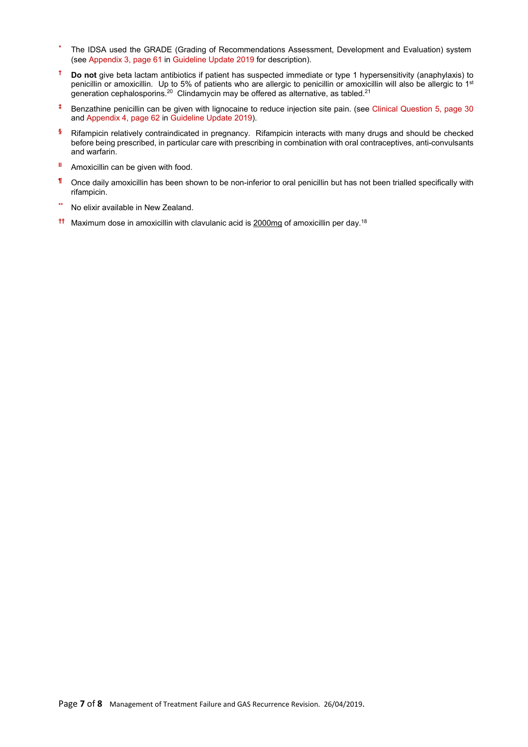- * The IDSA used the GRADE (Grading of Recommendations Assessment, Development and Evaluation) system (see Appendix 3, page 61 in Guideline Update 2019 for description).

- † **Do not** give beta lactam antibiotics if patient has suspected immediate or type 1 hypersensitivity (anaphylaxis) to penicillin or amoxicillin. Up to 5% of patients who are allergic to penicillin or amoxicillin will also be allergic to 1st generation cephalosporins.[20] Clindamycin may be offered as alternative, as tabled.[21]

- ‡ Benzathine penicillin can be given with lignocaine to reduce injection site pain. (see Clinical Question 5, page 30 and Appendix 4, page 62 in Guideline Update 2019).

- § Rifampicin relatively contraindicated in pregnancy. Rifampicin interacts with many drugs and should be checked before being prescribed, in particular care with prescribing in combination with oral contraceptives, anti-convulsants and warfarin.

- ‖ Amoxicillin can be given with food.

- ¶ Once daily amoxicillin has been shown to be non-inferior to oral penicillin but has not been trialled specifically with rifampicin.

- ** No elixir available in New Zealand.

- †† Maximum dose in amoxicillin with clavulanic acid is <u>2000mg</u> of amoxicillin per day.[18]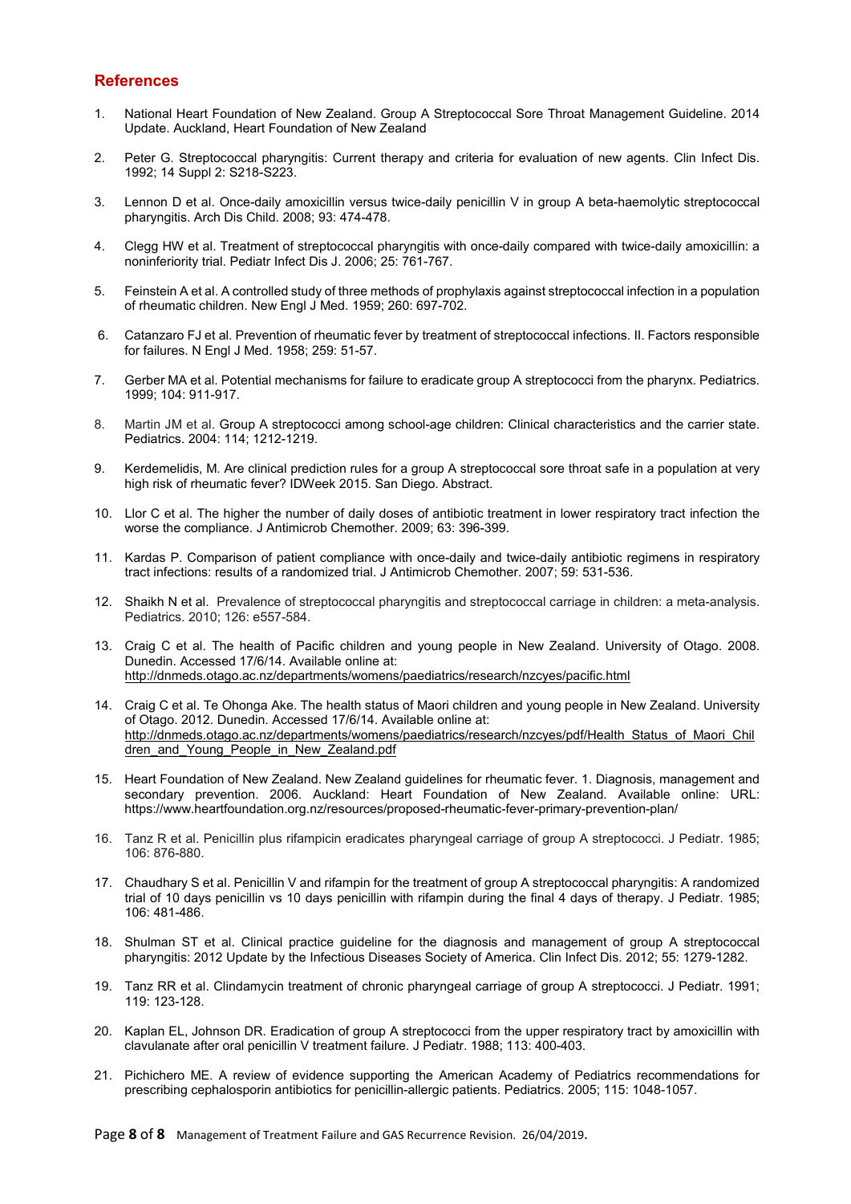## References

1. National Heart Foundation of New Zealand. Group A Streptococcal Sore Throat Management Guideline. 2014 Update. Auckland, Heart Foundation of New Zealand
2. Peter G. Streptococcal pharyngitis: Current therapy and criteria for evaluation of new agents. Clin Infect Dis. 1992; 14 Suppl 2: S218-S223.
3. Lennon D et al. Once-daily amoxicillin versus twice-daily penicillin V in group A beta-haemolytic streptococcal pharyngitis. Arch Dis Child. 2008; 93: 474-478.
4. Clegg HW et al. Treatment of streptococcal pharyngitis with once-daily compared with twice-daily amoxicillin: a noninferiority trial. Pediatr Infect Dis J. 2006; 25: 761-767.
5. Feinstein A et al. A controlled study of three methods of prophylaxis against streptococcal infection in a population of rheumatic children. New Engl J Med. 1959; 260: 697-702.
6. Catanzaro FJ et al. Prevention of rheumatic fever by treatment of streptococcal infections. II. Factors responsible for failures. N Engl J Med. 1958; 259: 51-57.
7. Gerber MA et al. Potential mechanisms for failure to eradicate group A streptococci from the pharynx. Pediatrics. 1999; 104: 911-917.
8. Martin JM et al. Group A streptococci among school-age children: Clinical characteristics and the carrier state. Pediatrics. 2004: 114; 1212-1219.
9. Kerdemelidis, M. Are clinical prediction rules for a group A streptococcal sore throat safe in a population at very high risk of rheumatic fever? IDWeek 2015. San Diego. Abstract.
10. Llor C et al. The higher the number of daily doses of antibiotic treatment in lower respiratory tract infection the worse the compliance. J Antimicrob Chemother. 2009; 63: 396-399.
11. Kardas P. Comparison of patient compliance with once-daily and twice-daily antibiotic regimens in respiratory tract infections: results of a randomized trial. J Antimicrob Chemother. 2007; 59: 531-536.
12. Shaikh N et al. Prevalence of streptococcal pharyngitis and streptococcal carriage in children: a meta-analysis. Pediatrics. 2010; 126: e557-584.
13. Craig C et al. The health of Pacific children and young people in New Zealand. University of Otago. 2008. Dunedin. Accessed 17/6/14. Available online at: http://dnmeds.otago.ac.nz/departments/womens/paediatrics/research/nzcyes/pacific.html
14. Craig C et al. Te Ohonga Ake. The health status of Maori children and young people in New Zealand. University of Otago. 2012. Dunedin. Accessed 17/6/14. Available online at: http://dnmeds.otago.ac.nz/departments/womens/paediatrics/research/nzcyes/pdf/Health_Status_of_Maori_Children_and_Young_People_in_New_Zealand.pdf
15. Heart Foundation of New Zealand. New Zealand guidelines for rheumatic fever. 1. Diagnosis, management and secondary prevention. 2006. Auckland: Heart Foundation of New Zealand. Available online: URL: https://www.heartfoundation.org.nz/resources/proposed-rheumatic-fever-primary-prevention-plan/
16. Tanz R et al. Penicillin plus rifampicin eradicates pharyngeal carriage of group A streptococci. J Pediatr. 1985; 106: 876-880.
17. Chaudhary S et al. Penicillin V and rifampin for the treatment of group A streptococcal pharyngitis: A randomized trial of 10 days penicillin vs 10 days penicillin with rifampin during the final 4 days of therapy. J Pediatr. 1985; 106: 481-486.
18. Shulman ST et al. Clinical practice guideline for the diagnosis and management of group A streptococcal pharyngitis: 2012 Update by the Infectious Diseases Society of America. Clin Infect Dis. 2012; 55: 1279-1282.
19. Tanz RR et al. Clindamycin treatment of chronic pharyngeal carriage of group A streptococci. J Pediatr. 1991; 119: 123-128.
20. Kaplan EL, Johnson DR. Eradication of group A streptococci from the upper respiratory tract by amoxicillin with clavulanate after oral penicillin V treatment failure. J Pediatr. 1988; 113: 400-403.
21. Pichichero ME. A review of evidence supporting the American Academy of Pediatrics recommendations for prescribing cephalosporin antibiotics for penicillin-allergic patients. Pediatrics. 2005; 115: 1048-1057.